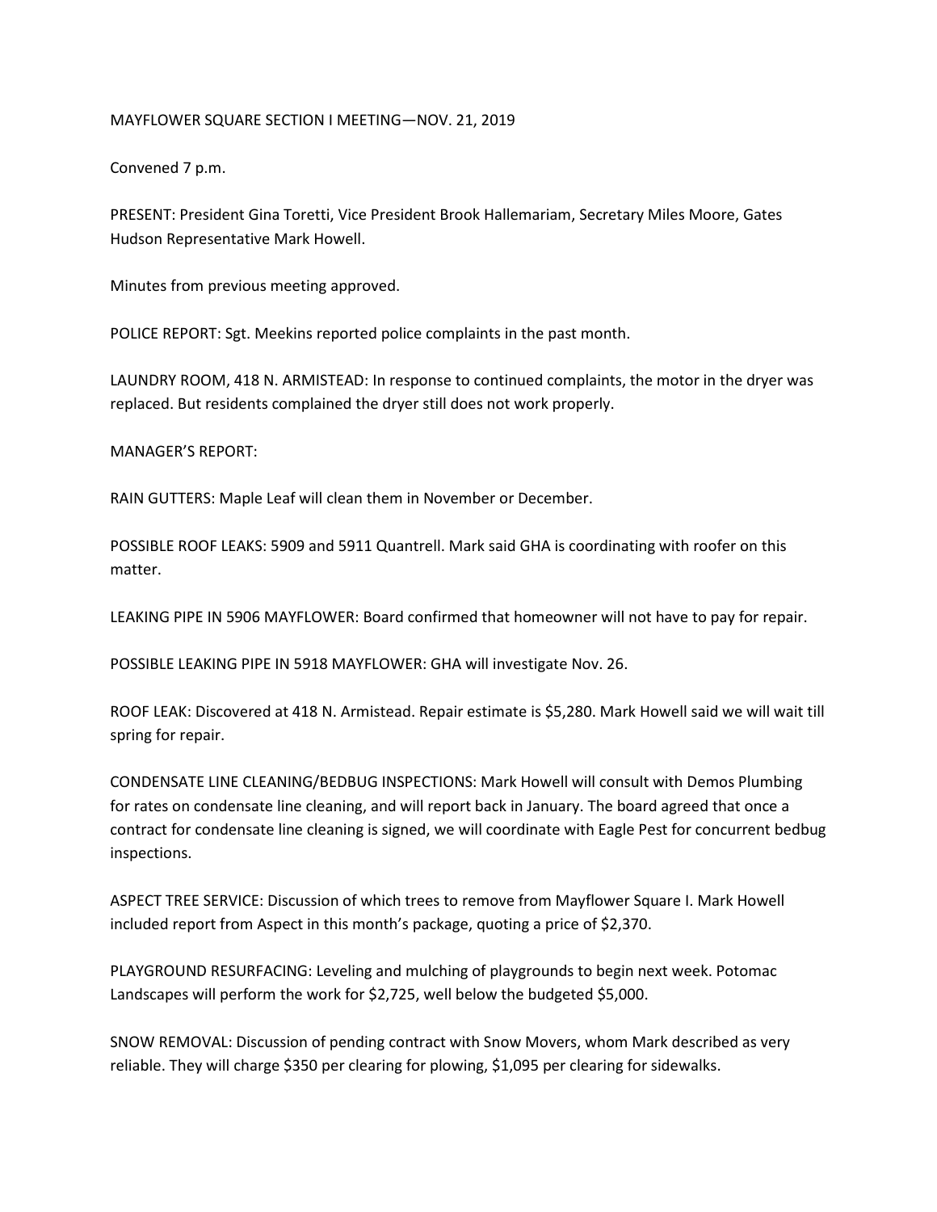# MAYFLOWER SQUARE SECTION I MEETING—NOV. 21, 2019

Convened 7 p.m.

PRESENT: President Gina Toretti, Vice President Brook Hallemariam, Secretary Miles Moore, Gates Hudson Representative Mark Howell.

Minutes from previous meeting approved.

POLICE REPORT: Sgt. Meekins reported police complaints in the past month.

LAUNDRY ROOM, 418 N. ARMISTEAD: In response to continued complaints, the motor in the dryer was replaced. But residents complained the dryer still does not work properly.

MANAGER'S REPORT:

RAIN GUTTERS: Maple Leaf will clean them in November or December.

POSSIBLE ROOF LEAKS: 5909 and 5911 Quantrell. Mark said GHA is coordinating with roofer on this matter.

LEAKING PIPE IN 5906 MAYFLOWER: Board confirmed that homeowner will not have to pay for repair.

POSSIBLE LEAKING PIPE IN 5918 MAYFLOWER: GHA will investigate Nov. 26.

ROOF LEAK: Discovered at 418 N. Armistead. Repair estimate is $5,280. Mark Howell said we will wait till spring for repair.

CONDENSATE LINE CLEANING/BEDBUG INSPECTIONS: Mark Howell will consult with Demos Plumbing for rates on condensate line cleaning, and will report back in January. The board agreed that once a contract for condensate line cleaning is signed, we will coordinate with Eagle Pest for concurrent bedbug inspections.

ASPECT TREE SERVICE: Discussion of which trees to remove from Mayflower Square I. Mark Howell included report from Aspect in this month's package, quoting a price of $2,370.

PLAYGROUND RESURFACING: Leveling and mulching of playgrounds to begin next week. Potomac Landscapes will perform the work for $2,725, well below the budgeted $5,000.

SNOW REMOVAL: Discussion of pending contract with Snow Movers, whom Mark described as very reliable. They will charge $350 per clearing for plowing, $1,095 per clearing for sidewalks.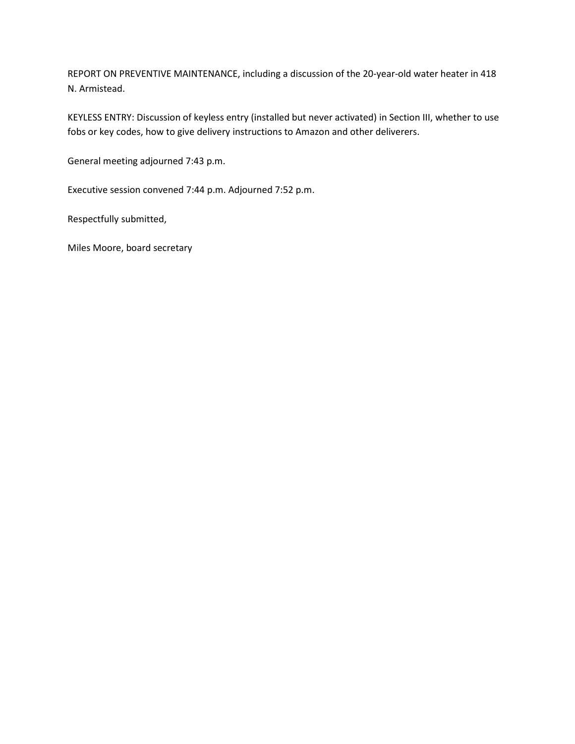REPORT ON PREVENTIVE MAINTENANCE, including a discussion of the 20-year-old water heater in 418 N. Armistead.

KEYLESS ENTRY: Discussion of keyless entry (installed but never activated) in Section III, whether to use fobs or key codes, how to give delivery instructions to Amazon and other deliverers.

General meeting adjourned 7:43 p.m.

Executive session convened 7:44 p.m. Adjourned 7:52 p.m.

Respectfully submitted,

Miles Moore, board secretary